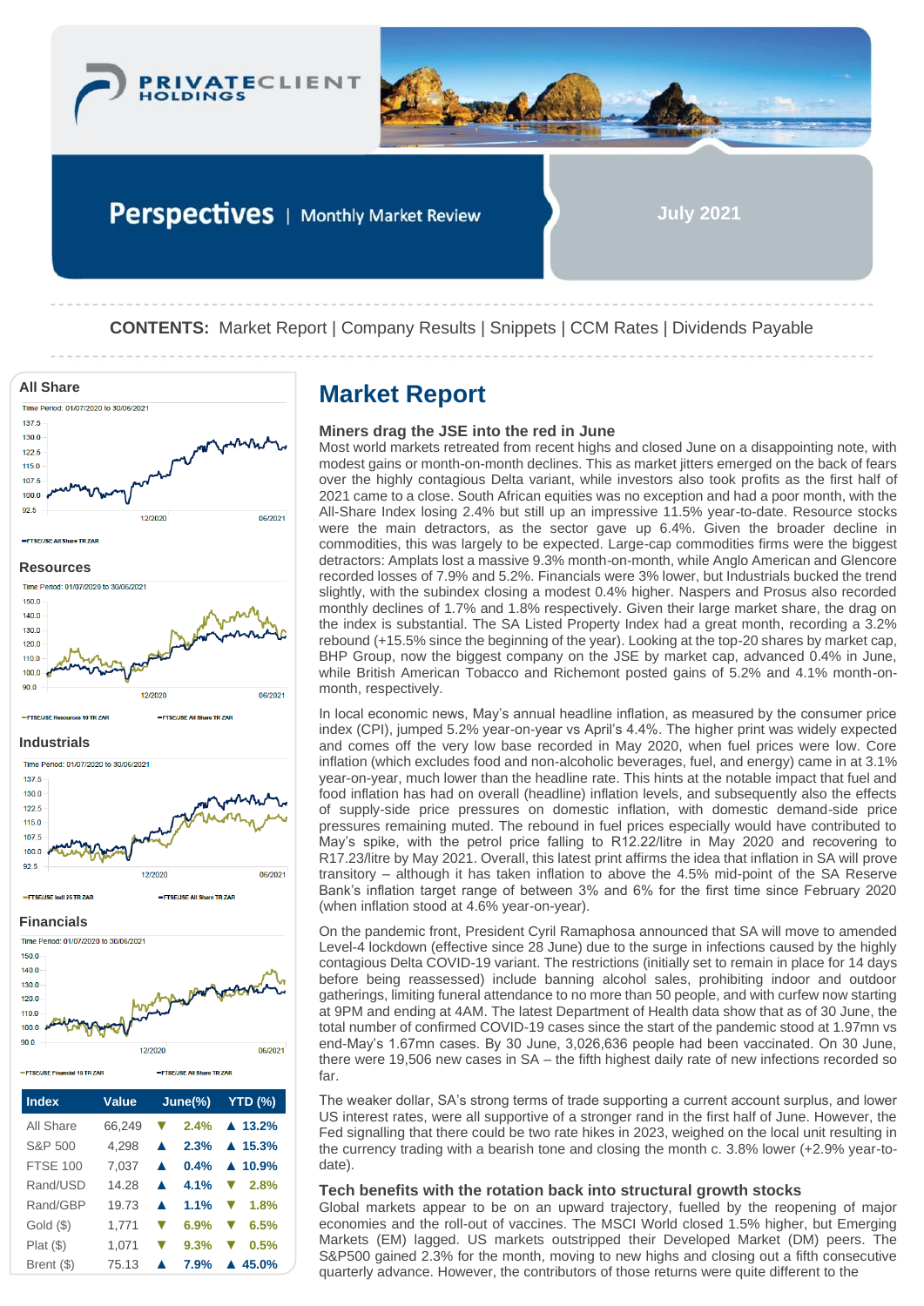# PRIVATECLIENT HOLDINGS

## Perspectives | Monthly Market Review

**July 2021**

**CONTENTS:** Market Report | Company Results | Snippets | CCM Rates | Dividends Payable

### All Share

Time Period: 01/07/2020 to 30/06/2021

FTSE/JSE All Share TR ZAR

### Resources

Time Period: 01/07/2020 to 30/06/2021

FTSE/JSE Resources 10 TR ZAR — FTSE/JSE All Share TR ZAR

### Industrials

Time Period: 01/07/2020 to 30/06/2021

FTSE/JSE Indi 25 TR ZAR — FTSE/JSE All Share TR ZAR

### Financials

Time Period: 01/07/2020 to 30/06/2021

FTSE/JSE Financial 15 TR ZAR — FTSE/JSE All Share TR ZAR

| Index | Value | June(%) | YTD (%) |
|---|---|---|---|
| All Share | 66,249 | ▼ 2.4% | ▲ 13.2% |
| S&P 500 | 4,298 | ▲ 2.3% | ▲ 15.3% |
| FTSE 100 | 7,037 | ▲ 0.4% | ▲ 10.9% |
| Rand/USD | 14.28 | ▲ 4.1% | ▼ 2.8% |
| Rand/GBP | 19.73 | ▲ 1.1% | ▼ 1.8% |
| Gold ($) | 1,771 | ▼ 6.9% | ▼ 6.5% |
| Plat ($) | 1,071 | ▼ 9.3% | ▼ 0.5% |
| Brent ($) | 75.13 | ▲ 7.9% | ▲ 45.0% |

# Market Report

### Miners drag the JSE into the red in June

Most world markets retreated from recent highs and closed June on a disappointing note, with modest gains or month-on-month declines. This as market jitters emerged on the back of fears over the highly contagious Delta variant, while investors also took profits as the first half of 2021 came to a close. South African equities was no exception and had a poor month, with the All-Share Index losing 2.4% but still up an impressive 11.5% year-to-date. Resource stocks were the main detractors, as the sector gave up 6.4%. Given the broader decline in commodities, this was largely to be expected. Large-cap commodities firms were the biggest detractors: Amplats lost a massive 9.3% month-on-month, while Anglo American and Glencore recorded losses of 7.9% and 5.2%. Financials were 3% lower, but Industrials bucked the trend slightly, with the subindex closing a modest 0.4% higher. Naspers and Prosus also recorded monthly declines of 1.7% and 1.8% respectively. Given their large market share, the drag on the index is substantial. The SA Listed Property Index had a great month, recording a 3.2% rebound (+15.5% since the beginning of the year). Looking at the top-20 shares by market cap, BHP Group, now the biggest company on the JSE by market cap, advanced 0.4% in June, while British American Tobacco and Richemont posted gains of 5.2% and 4.1% month-on-month, respectively.

In local economic news, May's annual headline inflation, as measured by the consumer price index (CPI), jumped 5.2% year-on-year vs April's 4.4%. The higher print was widely expected and comes off the very low base recorded in May 2020, when fuel prices were low. Core inflation (which excludes food and non-alcoholic beverages, fuel, and energy) came in at 3.1% year-on-year, much lower than the headline rate. This hints at the notable impact that fuel and food inflation has had on overall (headline) inflation levels, and subsequently also the effects of supply-side price pressures on domestic inflation, with domestic demand-side price pressures remaining muted. The rebound in fuel prices especially would have contributed to May's spike, with the petrol price falling to R12.22/litre in May 2020 and recovering to R17.23/litre by May 2021. Overall, this latest print affirms the idea that inflation in SA will prove transitory – although it has taken inflation to above the 4.5% mid-point of the SA Reserve Bank's inflation target range of between 3% and 6% for the first time since February 2020 (when inflation stood at 4.6% year-on-year).

On the pandemic front, President Cyril Ramaphosa announced that SA will move to amended Level-4 lockdown (effective since 28 June) due to the surge in infections caused by the highly contagious Delta COVID-19 variant. The restrictions (initially set to remain in place for 14 days before being reassessed) include banning alcohol sales, prohibiting indoor and outdoor gatherings, limiting funeral attendance to no more than 50 people, and with curfew now starting at 9PM and ending at 4AM. The latest Department of Health data show that as of 30 June, the total number of confirmed COVID-19 cases since the start of the pandemic stood at 1.97mn vs end-May's 1.67mn cases. By 30 June, 3,026,636 people had been vaccinated. On 30 June, there were 19,506 new cases in SA – the fifth highest daily rate of new infections recorded so far.

The weaker dollar, SA's strong terms of trade supporting a current account surplus, and lower US interest rates, were all supportive of a stronger rand in the first half of June. However, the Fed signalling that there could be two rate hikes in 2023, weighed on the local unit resulting in the currency trading with a bearish tone and closing the month c. 3.8% lower (+2.9% year-to-date).

### Tech benefits with the rotation back into structural growth stocks

Global markets appear to be on an upward trajectory, fuelled by the reopening of major economies and the roll-out of vaccines. The MSCI World closed 1.5% higher, but Emerging Markets (EM) lagged. US markets outstripped their Developed Market (DM) peers. The S&P500 gained 2.3% for the month, moving to new highs and closing out a fifth consecutive quarterly advance. However, the contributors of those returns were quite different to the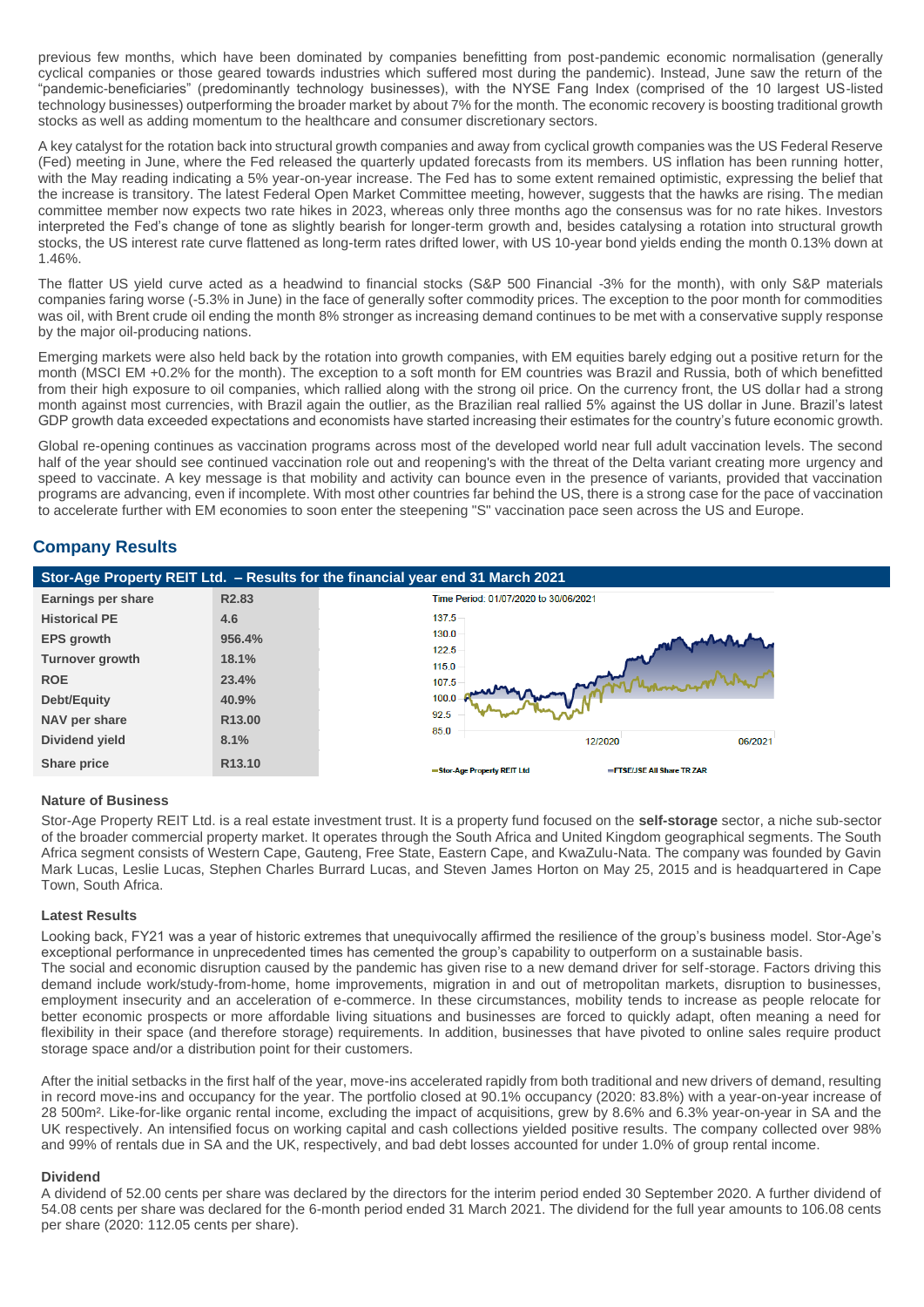previous few months, which have been dominated by companies benefitting from post-pandemic economic normalisation (generally cyclical companies or those geared towards industries which suffered most during the pandemic). Instead, June saw the return of the "pandemic-beneficiaries" (predominantly technology businesses), with the NYSE Fang Index (comprised of the 10 largest US-listed technology businesses) outperforming the broader market by about 7% for the month. The economic recovery is boosting traditional growth stocks as well as adding momentum to the healthcare and consumer discretionary sectors.

A key catalyst for the rotation back into structural growth companies and away from cyclical growth companies was the US Federal Reserve (Fed) meeting in June, where the Fed released the quarterly updated forecasts from its members. US inflation has been running hotter, with the May reading indicating a 5% year-on-year increase. The Fed has to some extent remained optimistic, expressing the belief that the increase is transitory. The latest Federal Open Market Committee meeting, however, suggests that the hawks are rising. The median committee member now expects two rate hikes in 2023, whereas only three months ago the consensus was for no rate hikes. Investors interpreted the Fed's change of tone as slightly bearish for longer-term growth and, besides catalysing a rotation into structural growth stocks, the US interest rate curve flattened as long-term rates drifted lower, with US 10-year bond yields ending the month 0.13% down at 1.46%.

The flatter US yield curve acted as a headwind to financial stocks (S&P 500 Financial -3% for the month), with only S&P materials companies faring worse (-5.3% in June) in the face of generally softer commodity prices. The exception to the poor month for commodities was oil, with Brent crude oil ending the month 8% stronger as increasing demand continues to be met with a conservative supply response by the major oil-producing nations.

Emerging markets were also held back by the rotation into growth companies, with EM equities barely edging out a positive return for the month (MSCI EM +0.2% for the month). The exception to a soft month for EM countries was Brazil and Russia, both of which benefitted from their high exposure to oil companies, which rallied along with the strong oil price. On the currency front, the US dollar had a strong month against most currencies, with Brazil again the outlier, as the Brazilian real rallied 5% against the US dollar in June. Brazil's latest GDP growth data exceeded expectations and economists have started increasing their estimates for the country's future economic growth.

Global re-opening continues as vaccination programs across most of the developed world near full adult vaccination levels. The second half of the year should see continued vaccination role out and reopening's with the threat of the Delta variant creating more urgency and speed to vaccinate. A key message is that mobility and activity can bounce even in the presence of variants, provided that vaccination programs are advancing, even if incomplete. With most other countries far behind the US, there is a strong case for the pace of vaccination to accelerate further with EM economies to soon enter the steepening "S" vaccination pace seen across the US and Europe.

## Company Results

### Stor-Age Property REIT Ltd. – Results for the financial year end 31 March 2021

| | |
|---|---|
| **Earnings per share** | R2.83 |
| **Historical PE** | 4.6 |
| **EPS growth** | 956.4% |
| **Turnover growth** | 18.1% |
| **ROE** | 23.4% |
| **Debt/Equity** | 40.9% |
| **NAV per share** | R13.00 |
| **Dividend yield** | 8.1% |
| **Share price** | R13.10 |

Time Period: 01/07/2020 to 30/06/2021

Stor-Age Property REIT Ltd — FTSE/JSE All Share TR ZAR

#### Nature of Business

Stor-Age Property REIT Ltd. is a real estate investment trust. It is a property fund focused on the **self-storage** sector, a niche sub-sector of the broader commercial property market. It operates through the South Africa and United Kingdom geographical segments. The South Africa segment consists of Western Cape, Gauteng, Free State, Eastern Cape, and KwaZulu-Nata. The company was founded by Gavin Mark Lucas, Leslie Lucas, Stephen Charles Burrard Lucas, and Steven James Horton on May 25, 2015 and is headquartered in Cape Town, South Africa.

#### Latest Results

Looking back, FY21 was a year of historic extremes that unequivocally affirmed the resilience of the group's business model. Stor-Age's exceptional performance in unprecedented times has cemented the group's capability to outperform on a sustainable basis.
The social and economic disruption caused by the pandemic has given rise to a new demand driver for self-storage. Factors driving this demand include work/study-from-home, home improvements, migration in and out of metropolitan markets, disruption to businesses, employment insecurity and an acceleration of e-commerce. In these circumstances, mobility tends to increase as people relocate for better economic prospects or more affordable living situations and businesses are forced to quickly adapt, often meaning a need for flexibility in their space (and therefore storage) requirements. In addition, businesses that have pivoted to online sales require product storage space and/or a distribution point for their customers.

After the initial setbacks in the first half of the year, move-ins accelerated rapidly from both traditional and new drivers of demand, resulting in record move-ins and occupancy for the year. The portfolio closed at 90.1% occupancy (2020: 83.8%) with a year-on-year increase of 28 500m². Like-for-like organic rental income, excluding the impact of acquisitions, grew by 8.6% and 6.3% year-on-year in SA and the UK respectively. An intensified focus on working capital and cash collections yielded positive results. The company collected over 98% and 99% of rentals due in SA and the UK, respectively, and bad debt losses accounted for under 1.0% of group rental income.

#### Dividend

A dividend of 52.00 cents per share was declared by the directors for the interim period ended 30 September 2020. A further dividend of 54.08 cents per share was declared for the 6-month period ended 31 March 2021. The dividend for the full year amounts to 106.08 cents per share (2020: 112.05 cents per share).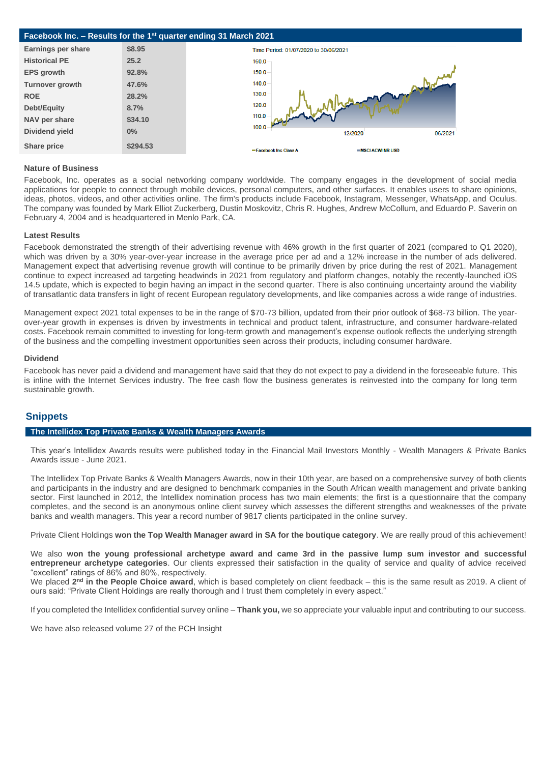## Facebook Inc. – Results for the 1st quarter ending 31 March 2021

| | |
|---|---|
| **Earnings per share** | **$8.95** |
| **Historical PE** | **25.2** |
| **EPS growth** | **92.8%** |
| **Turnover growth** | **47.6%** |
| **ROE** | **28.2%** |
| **Debt/Equity** | **8.7%** |
| **NAV per share** | **$34.10** |
| **Dividend yield** | **0%** |
| **Share price** | **$294.53** |

Time Period: 01/07/2020 to 30/06/2021

Facebook Inc Class A — MSCI ACWI NR USD

### Nature of Business

Facebook, Inc. operates as a social networking company worldwide. The company engages in the development of social media applications for people to connect through mobile devices, personal computers, and other surfaces. It enables users to share opinions, ideas, photos, videos, and other activities online. The firm's products include Facebook, Instagram, Messenger, WhatsApp, and Oculus. The company was founded by Mark Elliot Zuckerberg, Dustin Moskovitz, Chris R. Hughes, Andrew McCollum, and Eduardo P. Saverin on February 4, 2004 and is headquartered in Menlo Park, CA.

### Latest Results

Facebook demonstrated the strength of their advertising revenue with 46% growth in the first quarter of 2021 (compared to Q1 2020), which was driven by a 30% year-over-year increase in the average price per ad and a 12% increase in the number of ads delivered. Management expect that advertising revenue growth will continue to be primarily driven by price during the rest of 2021. Management continue to expect increased ad targeting headwinds in 2021 from regulatory and platform changes, notably the recently-launched iOS 14.5 update, which is expected to begin having an impact in the second quarter. There is also continuing uncertainty around the viability of transatlantic data transfers in light of recent European regulatory developments, and like companies across a wide range of industries.

Management expect 2021 total expenses to be in the range of $70-73 billion, updated from their prior outlook of $68-73 billion. The year-over-year growth in expenses is driven by investments in technical and product talent, infrastructure, and consumer hardware-related costs. Facebook remain committed to investing for long-term growth and management's expense outlook reflects the underlying strength of the business and the compelling investment opportunities seen across their products, including consumer hardware.

### Dividend

Facebook has never paid a dividend and management have said that they do not expect to pay a dividend in the foreseeable future. This is inline with the Internet Services industry. The free cash flow the business generates is reinvested into the company for long term sustainable growth.

## Snippets

### The Intellidex Top Private Banks & Wealth Managers Awards

This year's Intellidex Awards results were published today in the Financial Mail Investors Monthly - Wealth Managers & Private Banks Awards issue - June 2021.

The Intellidex Top Private Banks & Wealth Managers Awards, now in their 10th year, are based on a comprehensive survey of both clients and participants in the industry and are designed to benchmark companies in the South African wealth management and private banking sector. First launched in 2012, the Intellidex nomination process has two main elements; the first is a questionnaire that the company completes, and the second is an anonymous online client survey which assesses the different strengths and weaknesses of the private banks and wealth managers. This year a record number of 9817 clients participated in the online survey.

Private Client Holdings **won the Top Wealth Manager award in SA for the boutique category**. We are really proud of this achievement!

We also **won the young professional archetype award and came 3rd in the passive lump sum investor and successful entrepreneur archetype categories**. Our clients expressed their satisfaction in the quality of service and quality of advice received "excellent" ratings of 86% and 80%, respectively.
We placed **2nd in the People Choice award**, which is based completely on client feedback – this is the same result as 2019. A client of ours said: "Private Client Holdings are really thorough and I trust them completely in every aspect."

If you completed the Intellidex confidential survey online – **Thank you,** we so appreciate your valuable input and contributing to our success.

We have also released volume 27 of the PCH Insight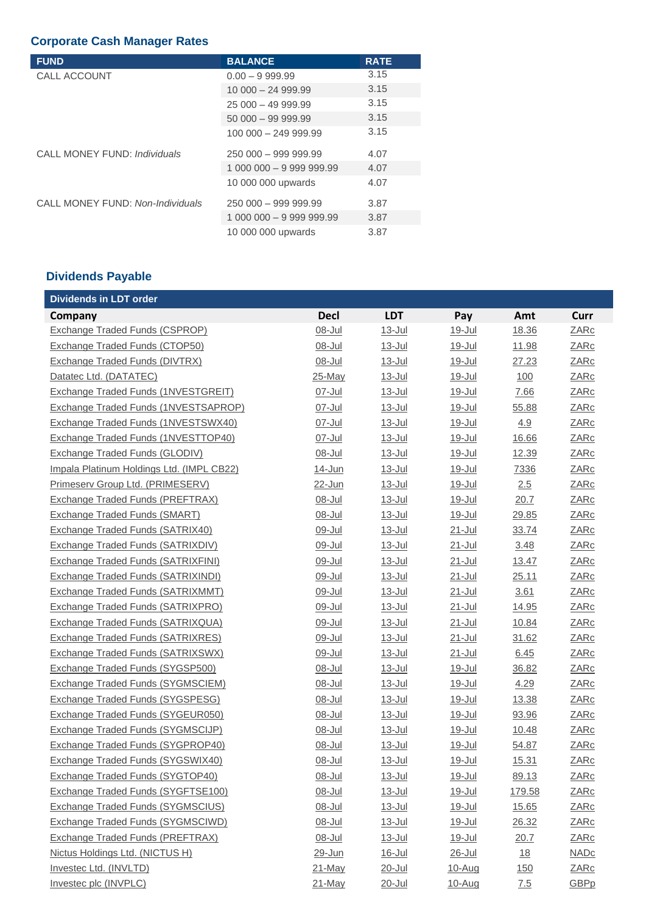## Corporate Cash Manager Rates

| FUND | BALANCE | RATE |
|---|---|---|
| CALL ACCOUNT | 0.00 – 9 999.99 | 3.15 |
| | 10 000 – 24 999.99 | 3.15 |
| | 25 000 – 49 999.99 | 3.15 |
| | 50 000 – 99 999.99 | 3.15 |
| | 100 000 – 249 999.99 | 3.15 |
| CALL MONEY FUND: *Individuals* | 250 000 – 999 999.99 | 4.07 |
| | 1 000 000 – 9 999 999.99 | 4.07 |
| | 10 000 000 upwards | 4.07 |
| CALL MONEY FUND: *Non-Individuals* | 250 000 – 999 999.99 | 3.87 |
| | 1 000 000 – 9 999 999.99 | 3.87 |
| | 10 000 000 upwards | 3.87 |

## Dividends Payable

**Dividends in LDT order**

| Company | Decl | LDT | Pay | Amt | Curr |
|---|---|---|---|---|---|
| Exchange Traded Funds (CSPROP) | 08-Jul | 13-Jul | 19-Jul | 18.36 | ZARc |
| Exchange Traded Funds (CTOP50) | 08-Jul | 13-Jul | 19-Jul | 11.98 | ZARc |
| Exchange Traded Funds (DIVTRX) | 08-Jul | 13-Jul | 19-Jul | 27.23 | ZARc |
| Datatec Ltd. (DATATEC) | 25-May | 13-Jul | 19-Jul | 100 | ZARc |
| Exchange Traded Funds (1NVESTGREIT) | 07-Jul | 13-Jul | 19-Jul | 7.66 | ZARc |
| Exchange Traded Funds (1NVESTSAPROP) | 07-Jul | 13-Jul | 19-Jul | 55.88 | ZARc |
| Exchange Traded Funds (1NVESTSWX40) | 07-Jul | 13-Jul | 19-Jul | 4.9 | ZARc |
| Exchange Traded Funds (1NVESTTOP40) | 07-Jul | 13-Jul | 19-Jul | 16.66 | ZARc |
| Exchange Traded Funds (GLODIV) | 08-Jul | 13-Jul | 19-Jul | 12.39 | ZARc |
| Impala Platinum Holdings Ltd. (IMPL CB22) | 14-Jun | 13-Jul | 19-Jul | 7336 | ZARc |
| Primeserv Group Ltd. (PRIMESERV) | 22-Jun | 13-Jul | 19-Jul | 2.5 | ZARc |
| Exchange Traded Funds (PREFTRAX) | 08-Jul | 13-Jul | 19-Jul | 20.7 | ZARc |
| Exchange Traded Funds (SMART) | 08-Jul | 13-Jul | 19-Jul | 29.85 | ZARc |
| Exchange Traded Funds (SATRIX40) | 09-Jul | 13-Jul | 21-Jul | 33.74 | ZARc |
| Exchange Traded Funds (SATRIXDIV) | 09-Jul | 13-Jul | 21-Jul | 3.48 | ZARc |
| Exchange Traded Funds (SATRIXFINI) | 09-Jul | 13-Jul | 21-Jul | 13.47 | ZARc |
| Exchange Traded Funds (SATRIXINDI) | 09-Jul | 13-Jul | 21-Jul | 25.11 | ZARc |
| Exchange Traded Funds (SATRIXMMT) | 09-Jul | 13-Jul | 21-Jul | 3.61 | ZARc |
| Exchange Traded Funds (SATRIXPRO) | 09-Jul | 13-Jul | 21-Jul | 14.95 | ZARc |
| Exchange Traded Funds (SATRIXQUA) | 09-Jul | 13-Jul | 21-Jul | 10.84 | ZARc |
| Exchange Traded Funds (SATRIXRES) | 09-Jul | 13-Jul | 21-Jul | 31.62 | ZARc |
| Exchange Traded Funds (SATRIXSWX) | 09-Jul | 13-Jul | 21-Jul | 6.45 | ZARc |
| Exchange Traded Funds (SYGSP500) | 08-Jul | 13-Jul | 19-Jul | 36.82 | ZARc |
| Exchange Traded Funds (SYGMSCIEM) | 08-Jul | 13-Jul | 19-Jul | 4.29 | ZARc |
| Exchange Traded Funds (SYGSPESG) | 08-Jul | 13-Jul | 19-Jul | 13.38 | ZARc |
| Exchange Traded Funds (SYGEUR050) | 08-Jul | 13-Jul | 19-Jul | 93.96 | ZARc |
| Exchange Traded Funds (SYGMSCIJP) | 08-Jul | 13-Jul | 19-Jul | 10.48 | ZARc |
| Exchange Traded Funds (SYGPROP40) | 08-Jul | 13-Jul | 19-Jul | 54.87 | ZARc |
| Exchange Traded Funds (SYGSWIX40) | 08-Jul | 13-Jul | 19-Jul | 15.31 | ZARc |
| Exchange Traded Funds (SYGTOP40) | 08-Jul | 13-Jul | 19-Jul | 89.13 | ZARc |
| Exchange Traded Funds (SYGFTSE100) | 08-Jul | 13-Jul | 19-Jul | 179.58 | ZARc |
| Exchange Traded Funds (SYGMSCIUS) | 08-Jul | 13-Jul | 19-Jul | 15.65 | ZARc |
| Exchange Traded Funds (SYGMSCIWD) | 08-Jul | 13-Jul | 19-Jul | 26.32 | ZARc |
| Exchange Traded Funds (PREFTRAX) | 08-Jul | 13-Jul | 19-Jul | 20.7 | ZARc |
| Nictus Holdings Ltd. (NICTUS H) | 29-Jun | 16-Jul | 26-Jul | 18 | NADc |
| Investec Ltd. (INVLTD) | 21-May | 20-Jul | 10-Aug | 150 | ZARc |
| Investec plc (INVPLC) | 21-May | 20-Jul | 10-Aug | 7.5 | GBPp |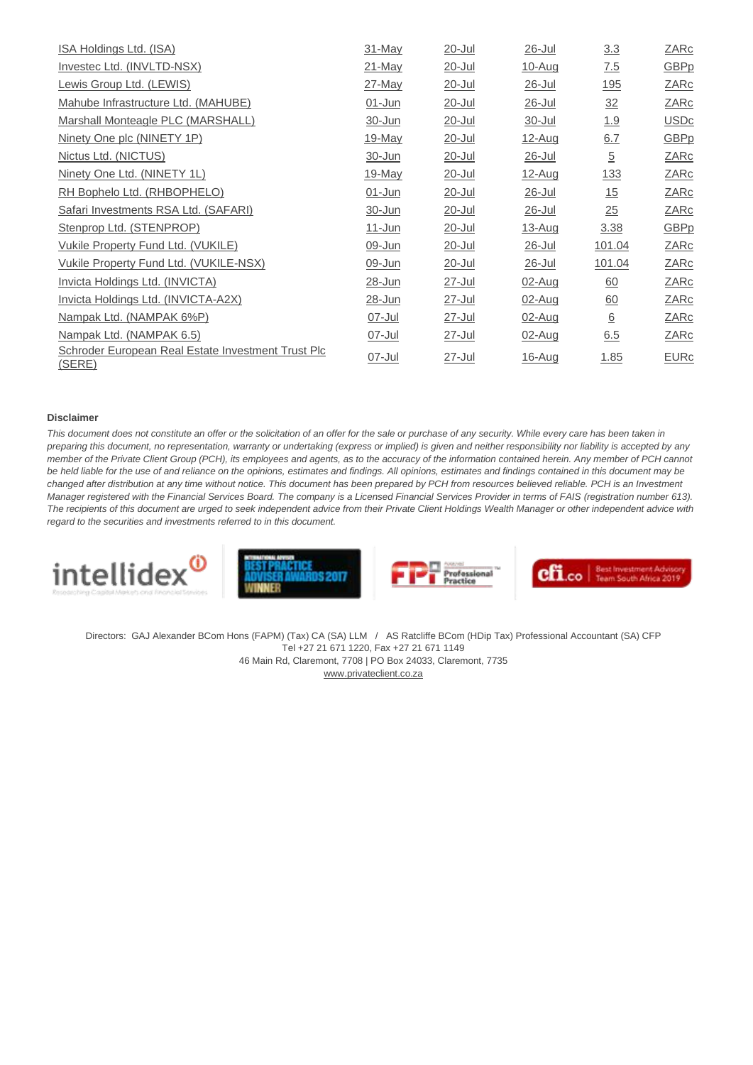| | | | | | |
|---|---|---|---|---|---|
| ISA Holdings Ltd. (ISA) | 31-May | 20-Jul | 26-Jul | 3.3 | ZARc |
| Investec Ltd. (INVLTD-NSX) | 21-May | 20-Jul | 10-Aug | 7.5 | GBPp |
| Lewis Group Ltd. (LEWIS) | 27-May | 20-Jul | 26-Jul | 195 | ZARc |
| Mahube Infrastructure Ltd. (MAHUBE) | 01-Jun | 20-Jul | 26-Jul | 32 | ZARc |
| Marshall Monteagle PLC (MARSHALL) | 30-Jun | 20-Jul | 30-Jul | 1.9 | USDc |
| Ninety One plc (NINETY 1P) | 19-May | 20-Jul | 12-Aug | 6.7 | GBPp |
| Nictus Ltd. (NICTUS) | 30-Jun | 20-Jul | 26-Jul | 5 | ZARc |
| Ninety One Ltd. (NINETY 1L) | 19-May | 20-Jul | 12-Aug | 133 | ZARc |
| RH Bophelo Ltd. (RHBOPHELO) | 01-Jun | 20-Jul | 26-Jul | 15 | ZARc |
| Safari Investments RSA Ltd. (SAFARI) | 30-Jun | 20-Jul | 26-Jul | 25 | ZARc |
| Stenprop Ltd. (STENPROP) | 11-Jun | 20-Jul | 13-Aug | 3.38 | GBPp |
| Vukile Property Fund Ltd. (VUKILE) | 09-Jun | 20-Jul | 26-Jul | 101.04 | ZARc |
| Vukile Property Fund Ltd. (VUKILE-NSX) | 09-Jun | 20-Jul | 26-Jul | 101.04 | ZARc |
| Invicta Holdings Ltd. (INVICTA) | 28-Jun | 27-Jul | 02-Aug | 60 | ZARc |
| Invicta Holdings Ltd. (INVICTA-A2X) | 28-Jun | 27-Jul | 02-Aug | 60 | ZARc |
| Nampak Ltd. (NAMPAK 6%P) | 07-Jul | 27-Jul | 02-Aug | 6 | ZARc |
| Nampak Ltd. (NAMPAK 6.5) | 07-Jul | 27-Jul | 02-Aug | 6.5 | ZARc |
| Schroder European Real Estate Investment Trust Plc (SERE) | 07-Jul | 27-Jul | 16-Aug | 1.85 | EURc |

**Disclaimer**

*This document does not constitute an offer or the solicitation of an offer for the sale or purchase of any security. While every care has been taken in preparing this document, no representation, warranty or undertaking (express or implied) is given and neither responsibility nor liability is accepted by any member of the Private Client Group (PCH), its employees and agents, as to the accuracy of the information contained herein. Any member of PCH cannot be held liable for the use of and reliance on the opinions, estimates and findings. All opinions, estimates and findings contained in this document may be changed after distribution at any time without notice. This document has been prepared by PCH from resources believed reliable. PCH is an Investment Manager registered with the Financial Services Board. The company is a Licensed Financial Services Provider in terms of FAIS (registration number 613). The recipients of this document are urged to seek independent advice from their Private Client Holdings Wealth Manager or other independent advice with regard to the securities and investments referred to in this document.*

Directors: GAJ Alexander BCom Hons (FAPM) (Tax) CA (SA) LLM / AS Ratcliffe BCom (HDip Tax) Professional Accountant (SA) CFP
Tel +27 21 671 1220, Fax +27 21 671 1149
46 Main Rd, Claremont, 7708 | PO Box 24033, Claremont, 7735
www.privateclient.co.za